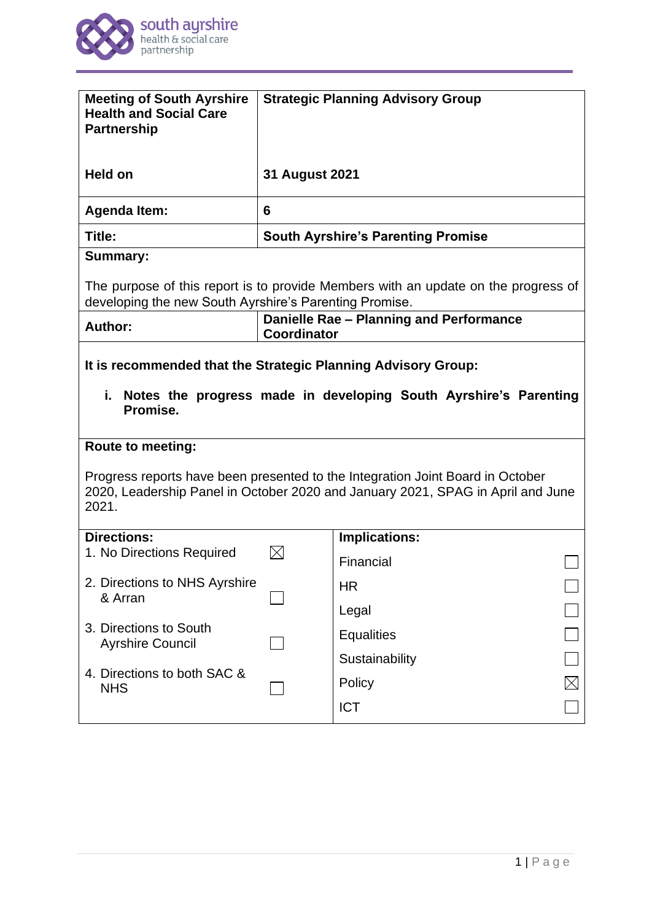| Meeting of South Ayrshire Health and Social Care Partnership | Strategic Planning Advisory Group |
|---|---|
| **Held on** | **31 August 2021** |
| **Agenda Item:** | **6** |
| **Title:** | **South Ayrshire's Parenting Promise** |

**Summary:**

The purpose of this report is to provide Members with an update on the progress of developing the new South Ayrshire's Parenting Promise.

| **Author:** | **Danielle Rae – Planning and Performance Coordinator** |
|---|---|

**It is recommended that the Strategic Planning Advisory Group:**

i. **Notes the progress made in developing South Ayrshire's Parenting Promise.**

**Route to meeting:**

Progress reports have been presented to the Integration Joint Board in October 2020, Leadership Panel in October 2020 and January 2021, SPAG in April and June 2021.

| **Directions:** | | **Implications:** | |
|---|---|---|---|
| 1. No Directions Required | ☒ | Financial | ☐ |
| 2. Directions to NHS Ayrshire & Arran | ☐ | HR | ☐ |
| 3. Directions to South Ayrshire Council | ☐ | Legal | ☐ |
| 4. Directions to both SAC & NHS | ☐ | Equalities | ☐ |
| | | Sustainability | ☐ |
| | | Policy | ☒ |
| | | ICT | ☐ |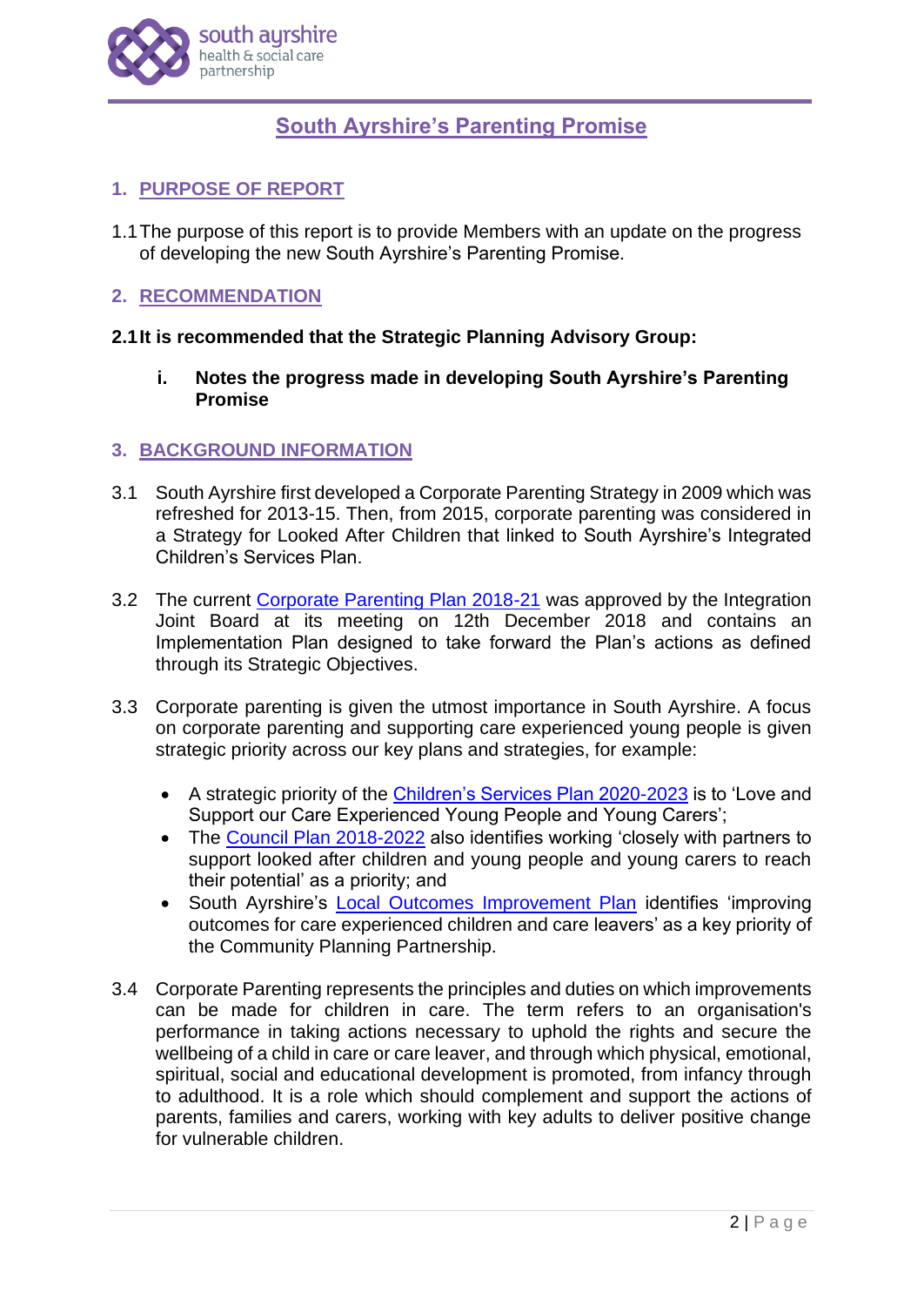# South Ayrshire's Parenting Promise

## 1. PURPOSE OF REPORT

1.1 The purpose of this report is to provide Members with an update on the progress of developing the new South Ayrshire's Parenting Promise.

## 2. RECOMMENDATION

**2.1 It is recommended that the Strategic Planning Advisory Group:**

**i. Notes the progress made in developing South Ayrshire's Parenting Promise**

## 3. BACKGROUND INFORMATION

3.1 South Ayrshire first developed a Corporate Parenting Strategy in 2009 which was refreshed for 2013-15. Then, from 2015, corporate parenting was considered in a Strategy for Looked After Children that linked to South Ayrshire's Integrated Children's Services Plan.

3.2 The current Corporate Parenting Plan 2018-21 was approved by the Integration Joint Board at its meeting on 12th December 2018 and contains an Implementation Plan designed to take forward the Plan's actions as defined through its Strategic Objectives.

3.3 Corporate parenting is given the utmost importance in South Ayrshire. A focus on corporate parenting and supporting care experienced young people is given strategic priority across our key plans and strategies, for example:

- A strategic priority of the Children's Services Plan 2020-2023 is to 'Love and Support our Care Experienced Young People and Young Carers';
- The Council Plan 2018-2022 also identifies working 'closely with partners to support looked after children and young people and young carers to reach their potential' as a priority; and
- South Ayrshire's Local Outcomes Improvement Plan identifies 'improving outcomes for care experienced children and care leavers' as a key priority of the Community Planning Partnership.

3.4 Corporate Parenting represents the principles and duties on which improvements can be made for children in care. The term refers to an organisation's performance in taking actions necessary to uphold the rights and secure the wellbeing of a child in care or care leaver, and through which physical, emotional, spiritual, social and educational development is promoted, from infancy through to adulthood. It is a role which should complement and support the actions of parents, families and carers, working with key adults to deliver positive change for vulnerable children.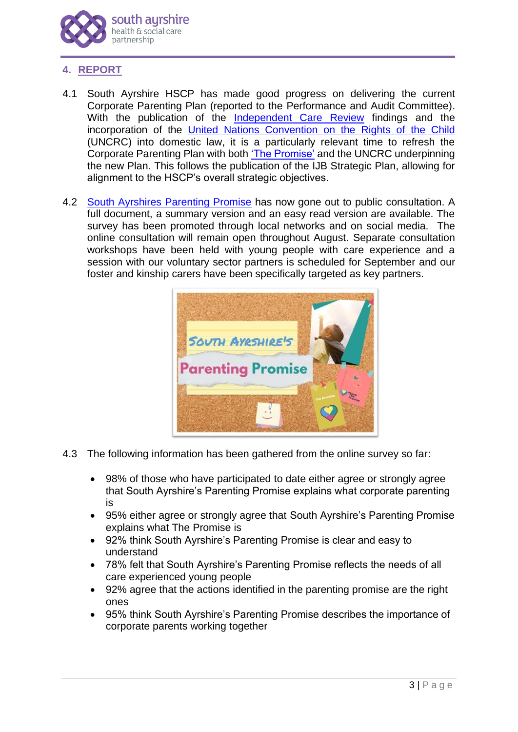## 4. REPORT

4.1 South Ayrshire HSCP has made good progress on delivering the current Corporate Parenting Plan (reported to the Performance and Audit Committee). With the publication of the Independent Care Review findings and the incorporation of the United Nations Convention on the Rights of the Child (UNCRC) into domestic law, it is a particularly relevant time to refresh the Corporate Parenting Plan with both 'The Promise' and the UNCRC underpinning the new Plan. This follows the publication of the IJB Strategic Plan, allowing for alignment to the HSCP's overall strategic objectives.

4.2 South Ayrshires Parenting Promise has now gone out to public consultation. A full document, a summary version and an easy read version are available. The survey has been promoted through local networks and on social media. The online consultation will remain open throughout August. Separate consultation workshops have been held with young people with care experience and a session with our voluntary sector partners is scheduled for September and our foster and kinship carers have been specifically targeted as key partners.

4.3 The following information has been gathered from the online survey so far:

- 98% of those who have participated to date either agree or strongly agree that South Ayrshire's Parenting Promise explains what corporate parenting is
- 95% either agree or strongly agree that South Ayrshire's Parenting Promise explains what The Promise is
- 92% think South Ayrshire's Parenting Promise is clear and easy to understand
- 78% felt that South Ayrshire's Parenting Promise reflects the needs of all care experienced young people
- 92% agree that the actions identified in the parenting promise are the right ones
- 95% think South Ayrshire's Parenting Promise describes the importance of corporate parents working together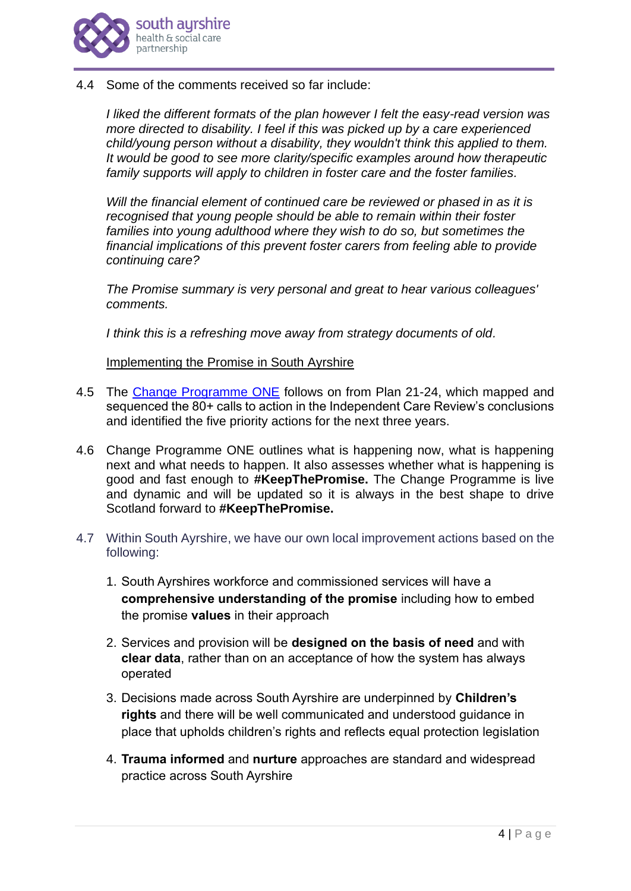4.4 Some of the comments received so far include:

*I liked the different formats of the plan however I felt the easy-read version was more directed to disability. I feel if this was picked up by a care experienced child/young person without a disability, they wouldn't think this applied to them. It would be good to see more clarity/specific examples around how therapeutic family supports will apply to children in foster care and the foster families.*

*Will the financial element of continued care be reviewed or phased in as it is recognised that young people should be able to remain within their foster families into young adulthood where they wish to do so, but sometimes the financial implications of this prevent foster carers from feeling able to provide continuing care?*

*The Promise summary is very personal and great to hear various colleagues' comments.*

*I think this is a refreshing move away from strategy documents of old.*

Implementing the Promise in South Ayrshire

4.5 The Change Programme ONE follows on from Plan 21-24, which mapped and sequenced the 80+ calls to action in the Independent Care Review's conclusions and identified the five priority actions for the next three years.

4.6 Change Programme ONE outlines what is happening now, what is happening next and what needs to happen. It also assesses whether what is happening is good and fast enough to **#KeepThePromise.** The Change Programme is live and dynamic and will be updated so it is always in the best shape to drive Scotland forward to **#KeepThePromise.**

4.7 Within South Ayrshire, we have our own local improvement actions based on the following:

1. South Ayrshires workforce and commissioned services will have a **comprehensive understanding of the promise** including how to embed the promise **values** in their approach
2. Services and provision will be **designed on the basis of need** and with **clear data**, rather than on an acceptance of how the system has always operated
3. Decisions made across South Ayrshire are underpinned by **Children's rights** and there will be well communicated and understood guidance in place that upholds children's rights and reflects equal protection legislation
4. **Trauma informed** and **nurture** approaches are standard and widespread practice across South Ayrshire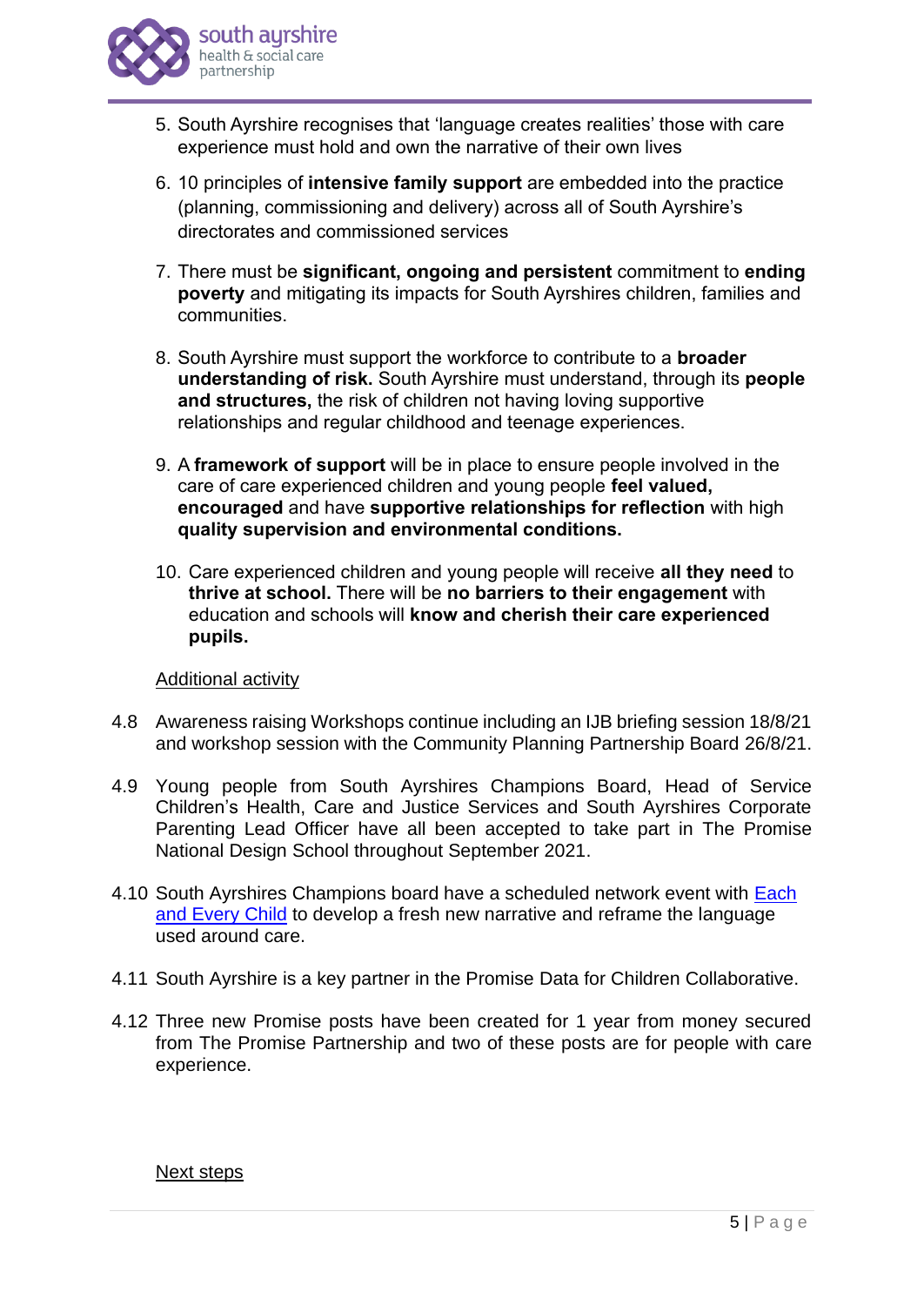5. South Ayrshire recognises that 'language creates realities' those with care experience must hold and own the narrative of their own lives

6. 10 principles of **intensive family support** are embedded into the practice (planning, commissioning and delivery) across all of South Ayrshire's directorates and commissioned services

7. There must be **significant, ongoing and persistent** commitment to **ending poverty** and mitigating its impacts for South Ayrshires children, families and communities.

8. South Ayrshire must support the workforce to contribute to a **broader understanding of risk.** South Ayrshire must understand, through its **people and structures,** the risk of children not having loving supportive relationships and regular childhood and teenage experiences.

9. A **framework of support** will be in place to ensure people involved in the care of care experienced children and young people **feel valued, encouraged** and have **supportive relationships for reflection** with high **quality supervision and environmental conditions.**

10. Care experienced children and young people will receive **all they need** to **thrive at school.** There will be **no barriers to their engagement** with education and schools will **know and cherish their care experienced pupils.**

<u>Additional activity</u>

4.8 Awareness raising Workshops continue including an IJB briefing session 18/8/21 and workshop session with the Community Planning Partnership Board 26/8/21.

4.9 Young people from South Ayrshires Champions Board, Head of Service Children's Health, Care and Justice Services and South Ayrshires Corporate Parenting Lead Officer have all been accepted to take part in The Promise National Design School throughout September 2021.

4.10 South Ayrshires Champions board have a scheduled network event with <u>Each and Every Child</u> to develop a fresh new narrative and reframe the language used around care.

4.11 South Ayrshire is a key partner in the Promise Data for Children Collaborative.

4.12 Three new Promise posts have been created for 1 year from money secured from The Promise Partnership and two of these posts are for people with care experience.

<u>Next steps</u>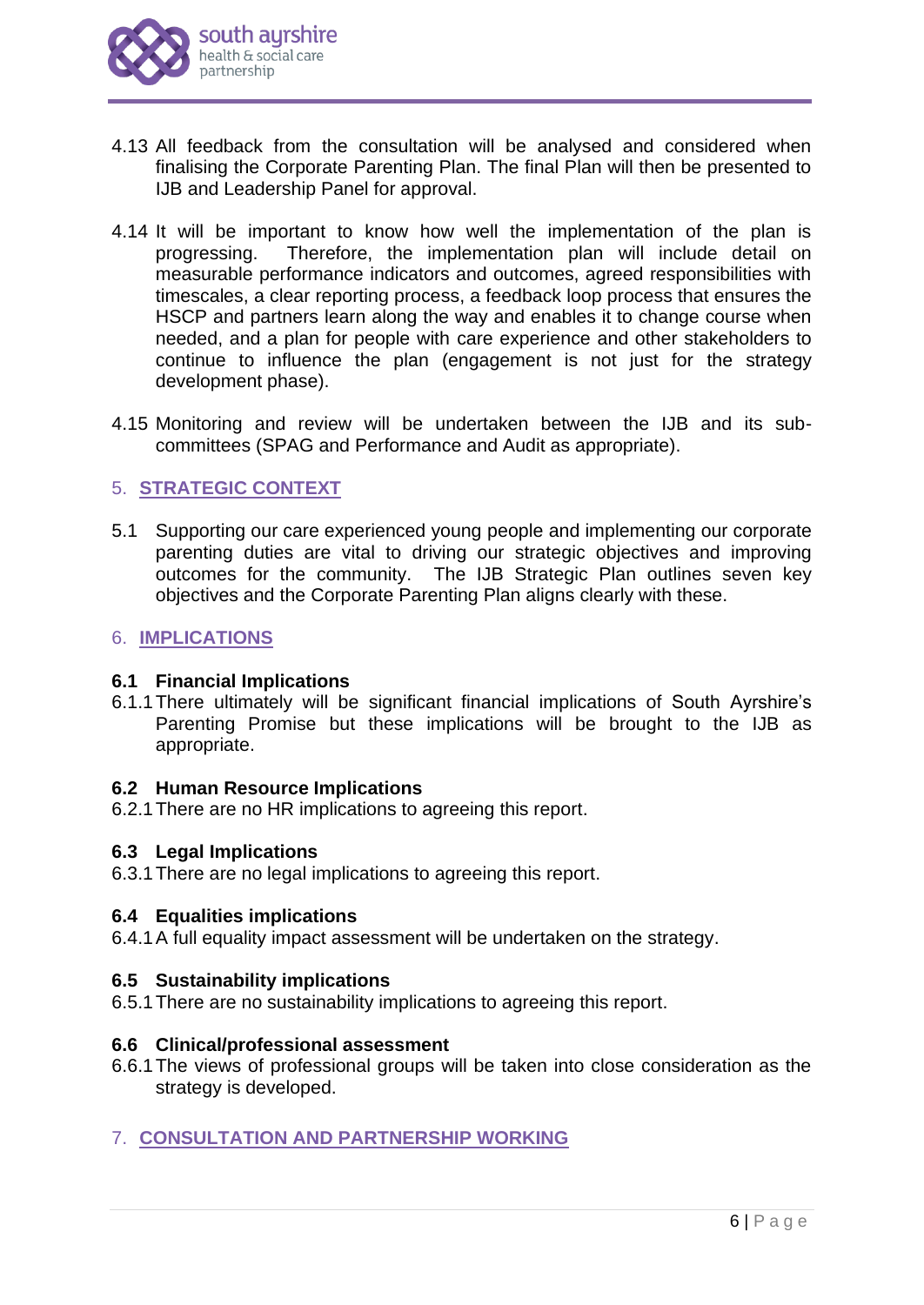4.13 All feedback from the consultation will be analysed and considered when finalising the Corporate Parenting Plan. The final Plan will then be presented to IJB and Leadership Panel for approval.

4.14 It will be important to know how well the implementation of the plan is progressing. Therefore, the implementation plan will include detail on measurable performance indicators and outcomes, agreed responsibilities with timescales, a clear reporting process, a feedback loop process that ensures the HSCP and partners learn along the way and enables it to change course when needed, and a plan for people with care experience and other stakeholders to continue to influence the plan (engagement is not just for the strategy development phase).

4.15 Monitoring and review will be undertaken between the IJB and its sub-committees (SPAG and Performance and Audit as appropriate).

## 5. STRATEGIC CONTEXT

5.1 Supporting our care experienced young people and implementing our corporate parenting duties are vital to driving our strategic objectives and improving outcomes for the community. The IJB Strategic Plan outlines seven key objectives and the Corporate Parenting Plan aligns clearly with these.

## 6. IMPLICATIONS

### 6.1 Financial Implications

6.1.1 There ultimately will be significant financial implications of South Ayrshire's Parenting Promise but these implications will be brought to the IJB as appropriate.

### 6.2 Human Resource Implications

6.2.1 There are no HR implications to agreeing this report.

### 6.3 Legal Implications

6.3.1 There are no legal implications to agreeing this report.

### 6.4 Equalities implications

6.4.1 A full equality impact assessment will be undertaken on the strategy.

### 6.5 Sustainability implications

6.5.1 There are no sustainability implications to agreeing this report.

### 6.6 Clinical/professional assessment

6.6.1 The views of professional groups will be taken into close consideration as the strategy is developed.

## 7. CONSULTATION AND PARTNERSHIP WORKING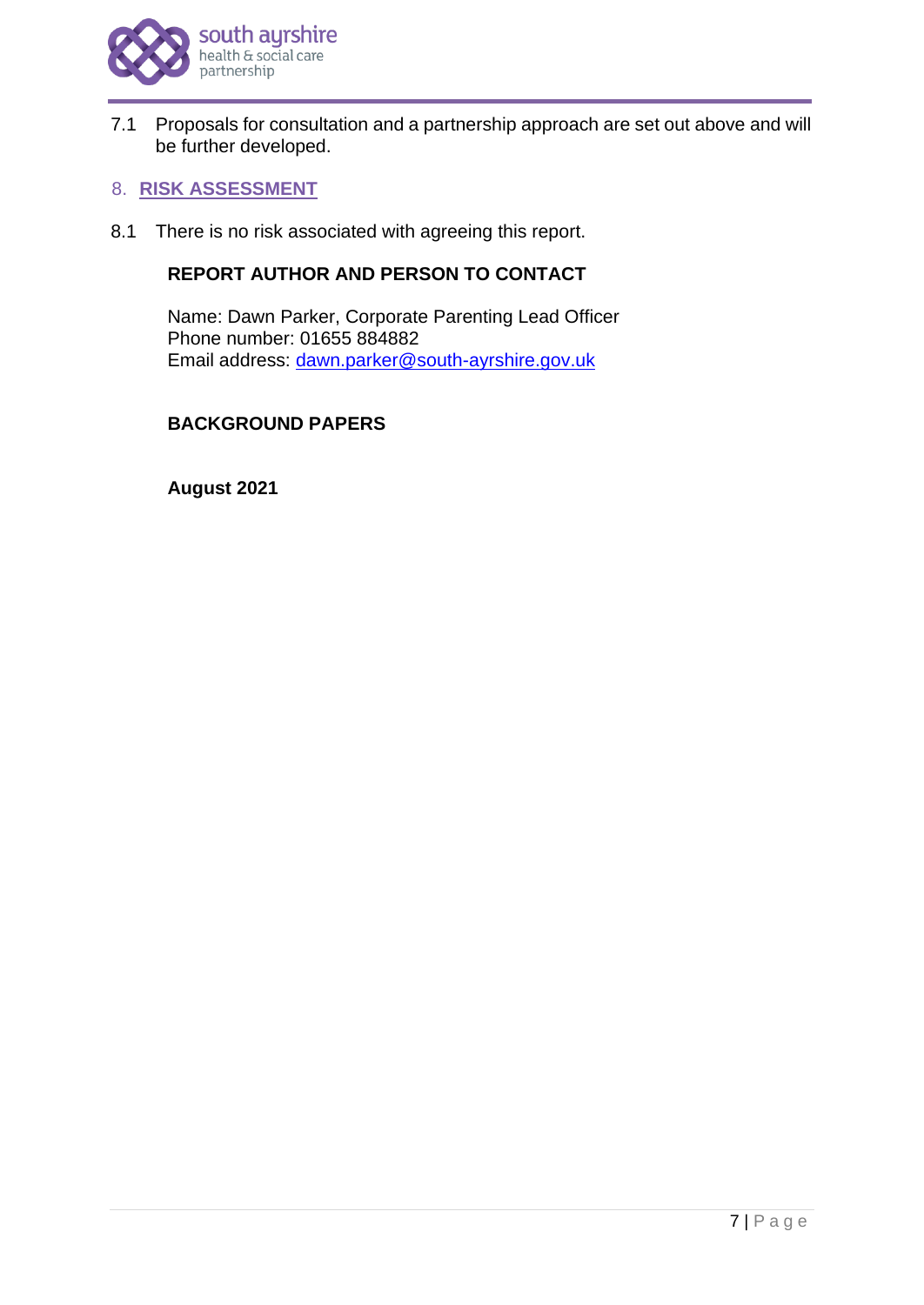7.1 Proposals for consultation and a partnership approach are set out above and will be further developed.

## 8. RISK ASSESSMENT

8.1 There is no risk associated with agreeing this report.

**REPORT AUTHOR AND PERSON TO CONTACT**

Name: Dawn Parker, Corporate Parenting Lead Officer
Phone number: 01655 884882
Email address: dawn.parker@south-ayrshire.gov.uk

**BACKGROUND PAPERS**

**August 2021**